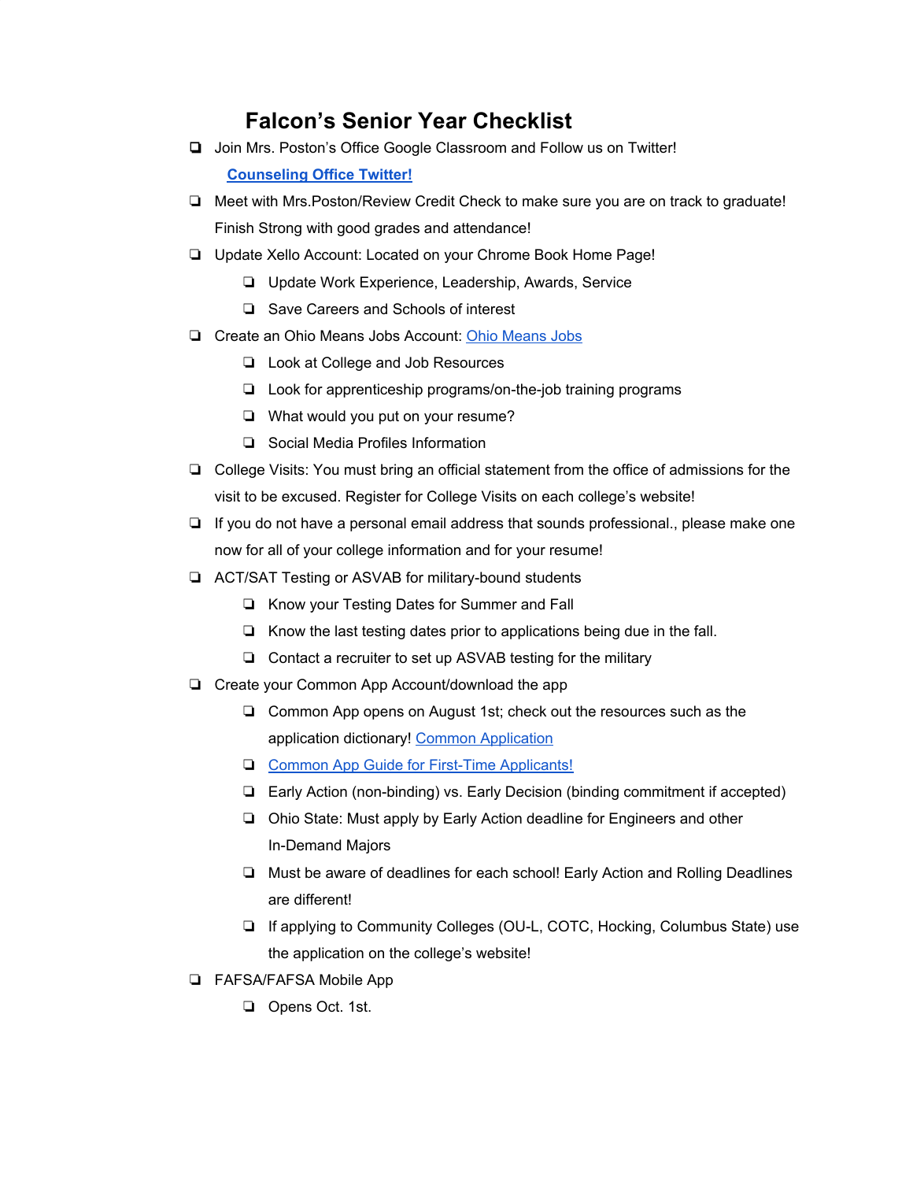# Falcon's Senior Year Checklist

- ❏ Join Mrs. Poston's Office Google Classroom and Follow us on Twitter!

  **Counseling Office Twitter!**

- ❏ Meet with Mrs.Poston/Review Credit Check to make sure you are on track to graduate! Finish Strong with good grades and attendance!
- ❏ Update Xello Account: Located on your Chrome Book Home Page!
  - ❏ Update Work Experience, Leadership, Awards, Service
  - ❏ Save Careers and Schools of interest
- ❏ Create an Ohio Means Jobs Account: Ohio Means Jobs
  - ❏ Look at College and Job Resources
  - ❏ Look for apprenticeship programs/on-the-job training programs
  - ❏ What would you put on your resume?
  - ❏ Social Media Profiles Information
- ❏ College Visits: You must bring an official statement from the office of admissions for the visit to be excused. Register for College Visits on each college's website!
- ❏ If you do not have a personal email address that sounds professional., please make one now for all of your college information and for your resume!
- ❏ ACT/SAT Testing or ASVAB for military-bound students
  - ❏ Know your Testing Dates for Summer and Fall
  - ❏ Know the last testing dates prior to applications being due in the fall.
  - ❏ Contact a recruiter to set up ASVAB testing for the military
- ❏ Create your Common App Account/download the app
  - ❏ Common App opens on August 1st; check out the resources such as the application dictionary! Common Application
  - ❏ Common App Guide for First-Time Applicants!
  - ❏ Early Action (non-binding) vs. Early Decision (binding commitment if accepted)
  - ❏ Ohio State: Must apply by Early Action deadline for Engineers and other In-Demand Majors
  - ❏ Must be aware of deadlines for each school! Early Action and Rolling Deadlines are different!
  - ❏ If applying to Community Colleges (OU-L, COTC, Hocking, Columbus State) use the application on the college's website!
- ❏ FAFSA/FAFSA Mobile App
  - ❏ Opens Oct. 1st.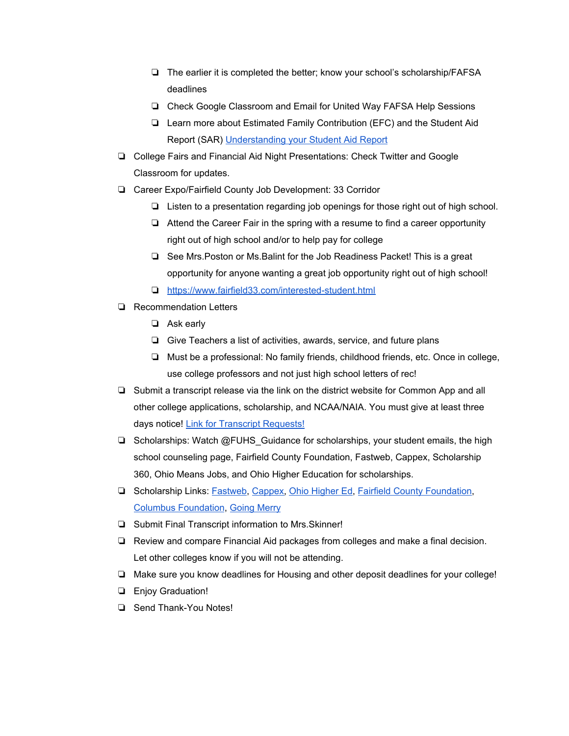- The earlier it is completed the better; know your school's scholarship/FAFSA deadlines
    - Check Google Classroom and Email for United Way FAFSA Help Sessions
    - Learn more about Estimated Family Contribution (EFC) and the Student Aid Report (SAR) Understanding your Student Aid Report
- College Fairs and Financial Aid Night Presentations: Check Twitter and Google Classroom for updates.
- Career Expo/Fairfield County Job Development: 33 Corridor
    - Listen to a presentation regarding job openings for those right out of high school.
    - Attend the Career Fair in the spring with a resume to find a career opportunity right out of high school and/or to help pay for college
    - See Mrs.Poston or Ms.Balint for the Job Readiness Packet! This is a great opportunity for anyone wanting a great job opportunity right out of high school!
    - https://www.fairfield33.com/interested-student.html
- Recommendation Letters
    - Ask early
    - Give Teachers a list of activities, awards, service, and future plans
    - Must be a professional: No family friends, childhood friends, etc. Once in college, use college professors and not just high school letters of rec!
- Submit a transcript release via the link on the district website for Common App and all other college applications, scholarship, and NCAA/NAIA. You must give at least three days notice! Link for Transcript Requests!
- Scholarships: Watch @FUHS_Guidance for scholarships, your student emails, the high school counseling page, Fairfield County Foundation, Fastweb, Cappex, Scholarship 360, Ohio Means Jobs, and Ohio Higher Education for scholarships.
- Scholarship Links: Fastweb, Cappex, Ohio Higher Ed, Fairfield County Foundation, Columbus Foundation, Going Merry
- Submit Final Transcript information to Mrs.Skinner!
- Review and compare Financial Aid packages from colleges and make a final decision. Let other colleges know if you will not be attending.
- Make sure you know deadlines for Housing and other deposit deadlines for your college!
- Enjoy Graduation!
- Send Thank-You Notes!